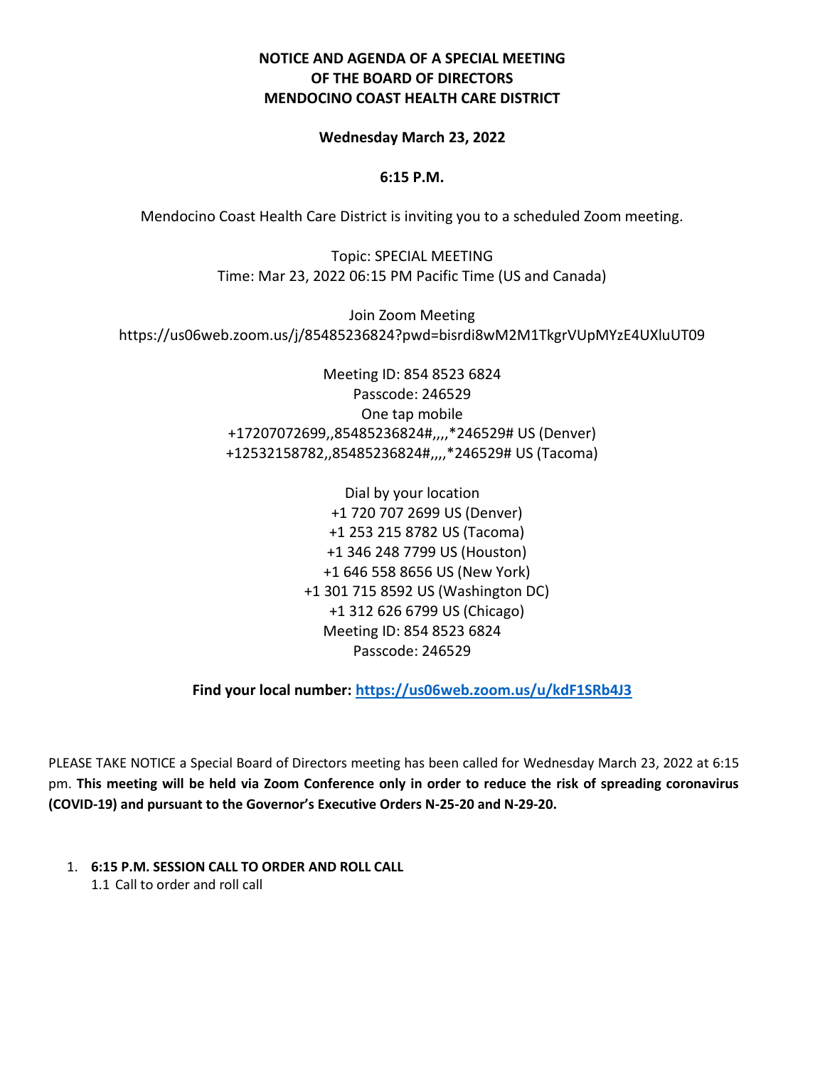**NOTICE AND AGENDA OF A SPECIAL MEETING**
**OF THE BOARD OF DIRECTORS**
**MENDOCINO COAST HEALTH CARE DISTRICT**

**Wednesday March 23, 2022**

**6:15 P.M.**

Mendocino Coast Health Care District is inviting you to a scheduled Zoom meeting.

Topic: SPECIAL MEETING
Time: Mar 23, 2022 06:15 PM Pacific Time (US and Canada)

Join Zoom Meeting
https://us06web.zoom.us/j/85485236824?pwd=bisrdi8wM2M1TkgrVUpMYzE4UXluUT09

Meeting ID: 854 8523 6824
Passcode: 246529
One tap mobile
+17207072699,,85485236824#,,,,*246529# US (Denver)
+12532158782,,85485236824#,,,,*246529# US (Tacoma)

Dial by your location
+1 720 707 2699 US (Denver)
+1 253 215 8782 US (Tacoma)
+1 346 248 7799 US (Houston)
+1 646 558 8656 US (New York)
+1 301 715 8592 US (Washington DC)
+1 312 626 6799 US (Chicago)
Meeting ID: 854 8523 6824
Passcode: 246529

**Find your local number: https://us06web.zoom.us/u/kdF1SRb4J3**

PLEASE TAKE NOTICE a Special Board of Directors meeting has been called for Wednesday March 23, 2022 at 6:15 pm. **This meeting will be held via Zoom Conference only in order to reduce the risk of spreading coronavirus (COVID-19) and pursuant to the Governor's Executive Orders N-25-20 and N-29-20.**

1. **6:15 P.M. SESSION CALL TO ORDER AND ROLL CALL**
   1.1 Call to order and roll call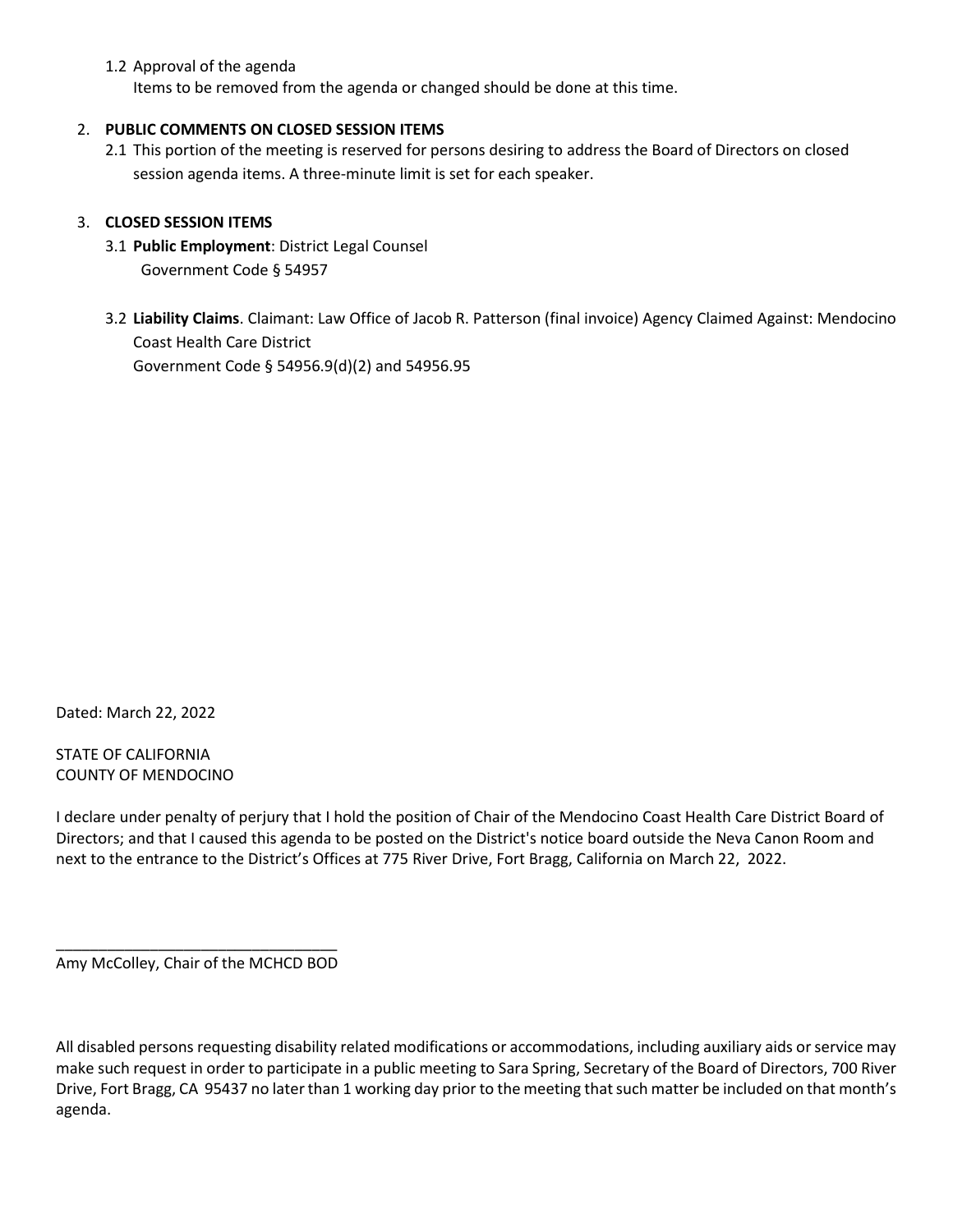1.2 Approval of the agenda

Items to be removed from the agenda or changed should be done at this time.

2. **PUBLIC COMMENTS ON CLOSED SESSION ITEMS**

   2.1 This portion of the meeting is reserved for persons desiring to address the Board of Directors on closed session agenda items. A three-minute limit is set for each speaker.

3. **CLOSED SESSION ITEMS**

   3.1 **Public Employment**: District Legal Counsel
   Government Code § 54957

   3.2 **Liability Claims**. Claimant: Law Office of Jacob R. Patterson (final invoice) Agency Claimed Against: Mendocino Coast Health Care District
   Government Code § 54956.9(d)(2) and 54956.95

Dated: March 22, 2022

STATE OF CALIFORNIA
COUNTY OF MENDOCINO

I declare under penalty of perjury that I hold the position of Chair of the Mendocino Coast Health Care District Board of Directors; and that I caused this agenda to be posted on the District's notice board outside the Neva Canon Room and next to the entrance to the District's Offices at 775 River Drive, Fort Bragg, California on March 22, 2022.

\_\_\_\_\_\_\_\_\_\_\_\_\_\_\_\_\_\_\_\_\_\_\_\_\_\_\_\_\_\_\_\_

Amy McColley, Chair of the MCHCD BOD

All disabled persons requesting disability related modifications or accommodations, including auxiliary aids or service may make such request in order to participate in a public meeting to Sara Spring, Secretary of the Board of Directors, 700 River Drive, Fort Bragg, CA 95437 no later than 1 working day prior to the meeting that such matter be included on that month's agenda.